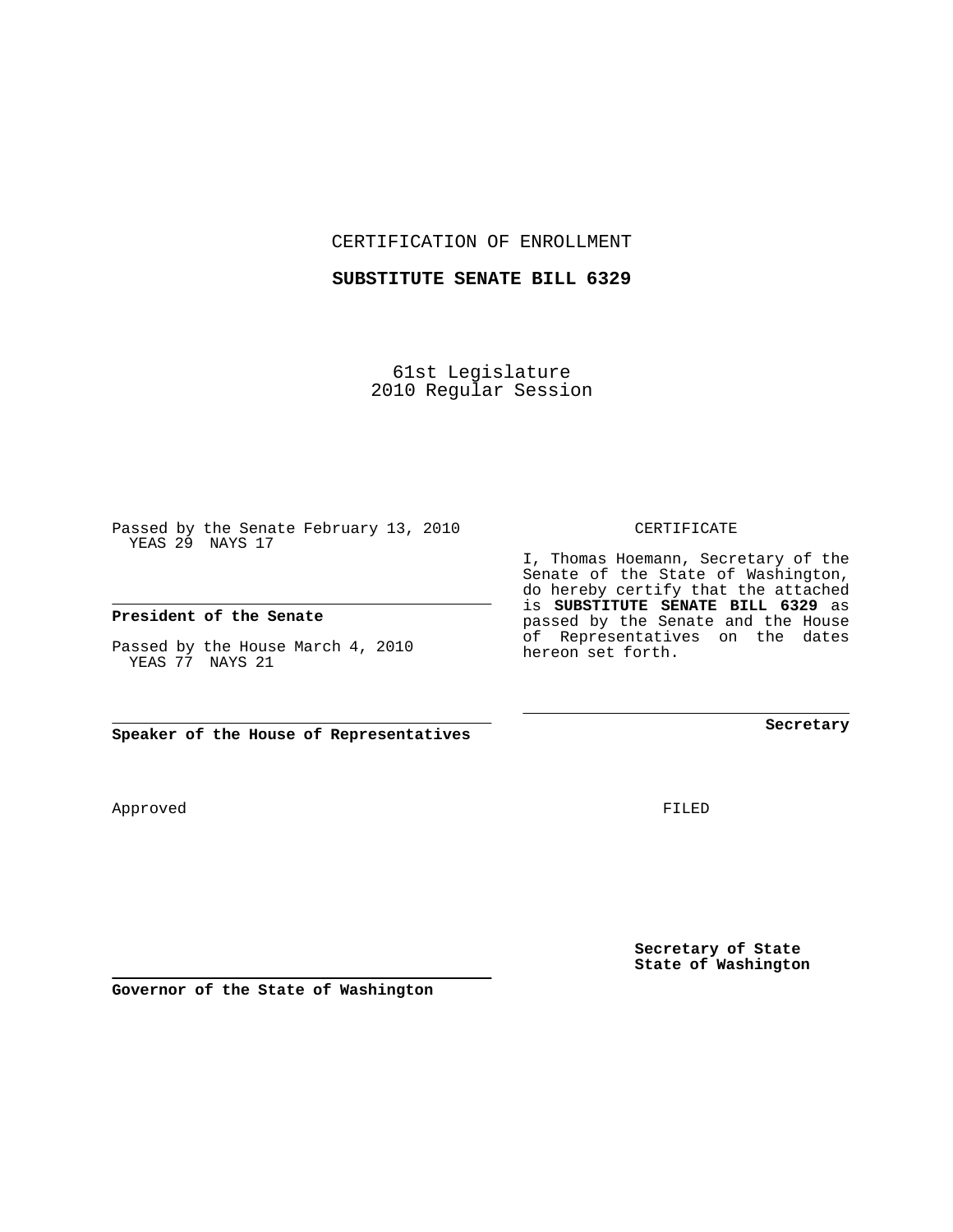CERTIFICATION OF ENROLLMENT

**SUBSTITUTE SENATE BILL 6329**

61st Legislature
2010 Regular Session

Passed by the Senate February 13, 2010
YEAS 29 NAYS 17

**President of the Senate**

Passed by the House March 4, 2010
YEAS 77 NAYS 21

**Speaker of the House of Representatives**

Approved

**Governor of the State of Washington**

CERTIFICATE

I, Thomas Hoemann, Secretary of the Senate of the State of Washington, do hereby certify that the attached is **SUBSTITUTE SENATE BILL 6329** as passed by the Senate and the House of Representatives on the dates hereon set forth.

**Secretary**

FILED

**Secretary of State**
**State of Washington**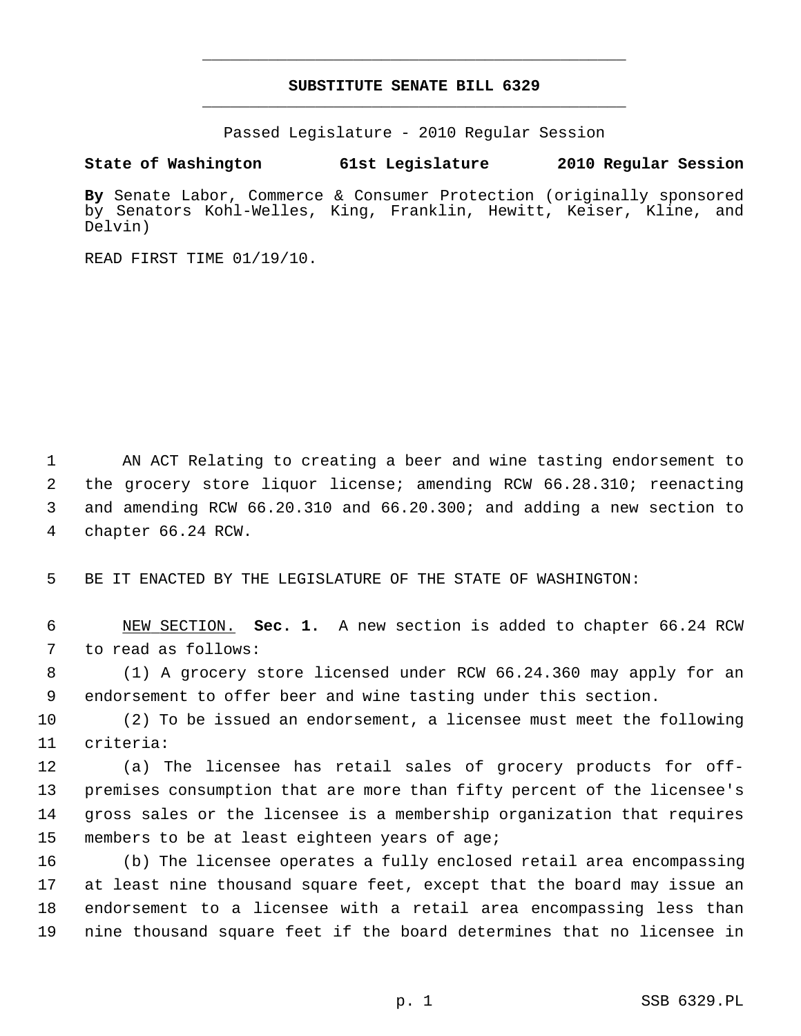**SUBSTITUTE SENATE BILL 6329**

Passed Legislature - 2010 Regular Session

**State of Washington 61st Legislature 2010 Regular Session**

**By** Senate Labor, Commerce & Consumer Protection (originally sponsored by Senators Kohl-Welles, King, Franklin, Hewitt, Keiser, Kline, and Delvin)

READ FIRST TIME 01/19/10.

AN ACT Relating to creating a beer and wine tasting endorsement to the grocery store liquor license; amending RCW 66.28.310; reenacting and amending RCW 66.20.310 and 66.20.300; and adding a new section to chapter 66.24 RCW.

BE IT ENACTED BY THE LEGISLATURE OF THE STATE OF WASHINGTON:

NEW SECTION. **Sec. 1.** A new section is added to chapter 66.24 RCW to read as follows:

(1) A grocery store licensed under RCW 66.24.360 may apply for an endorsement to offer beer and wine tasting under this section.

(2) To be issued an endorsement, a licensee must meet the following criteria:

(a) The licensee has retail sales of grocery products for off-premises consumption that are more than fifty percent of the licensee's gross sales or the licensee is a membership organization that requires members to be at least eighteen years of age;

(b) The licensee operates a fully enclosed retail area encompassing at least nine thousand square feet, except that the board may issue an endorsement to a licensee with a retail area encompassing less than nine thousand square feet if the board determines that no licensee in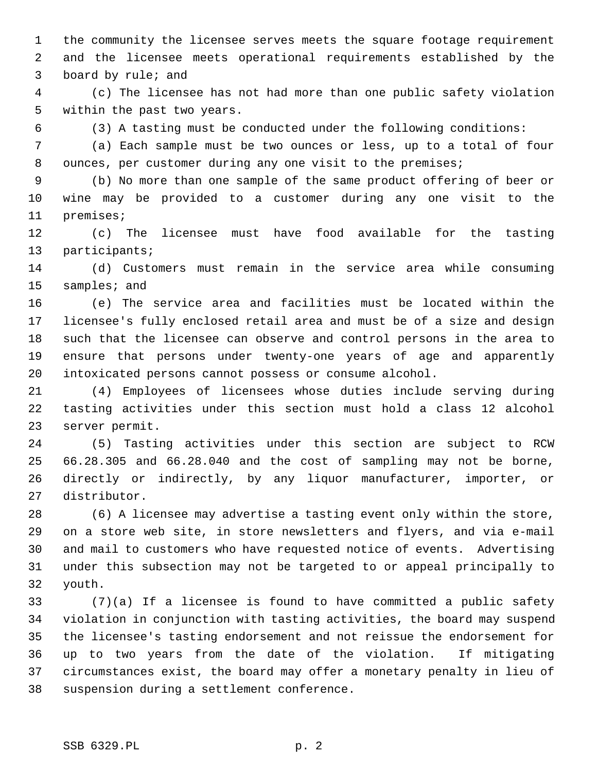the community the licensee serves meets the square footage requirement and the licensee meets operational requirements established by the board by rule; and

(c) The licensee has not had more than one public safety violation within the past two years.

(3) A tasting must be conducted under the following conditions:

(a) Each sample must be two ounces or less, up to a total of four ounces, per customer during any one visit to the premises;

(b) No more than one sample of the same product offering of beer or wine may be provided to a customer during any one visit to the premises;

(c) The licensee must have food available for the tasting participants;

(d) Customers must remain in the service area while consuming samples; and

(e) The service area and facilities must be located within the licensee's fully enclosed retail area and must be of a size and design such that the licensee can observe and control persons in the area to ensure that persons under twenty-one years of age and apparently intoxicated persons cannot possess or consume alcohol.

(4) Employees of licensees whose duties include serving during tasting activities under this section must hold a class 12 alcohol server permit.

(5) Tasting activities under this section are subject to RCW 66.28.305 and 66.28.040 and the cost of sampling may not be borne, directly or indirectly, by any liquor manufacturer, importer, or distributor.

(6) A licensee may advertise a tasting event only within the store, on a store web site, in store newsletters and flyers, and via e-mail and mail to customers who have requested notice of events. Advertising under this subsection may not be targeted to or appeal principally to youth.

(7)(a) If a licensee is found to have committed a public safety violation in conjunction with tasting activities, the board may suspend the licensee's tasting endorsement and not reissue the endorsement for up to two years from the date of the violation. If mitigating circumstances exist, the board may offer a monetary penalty in lieu of suspension during a settlement conference.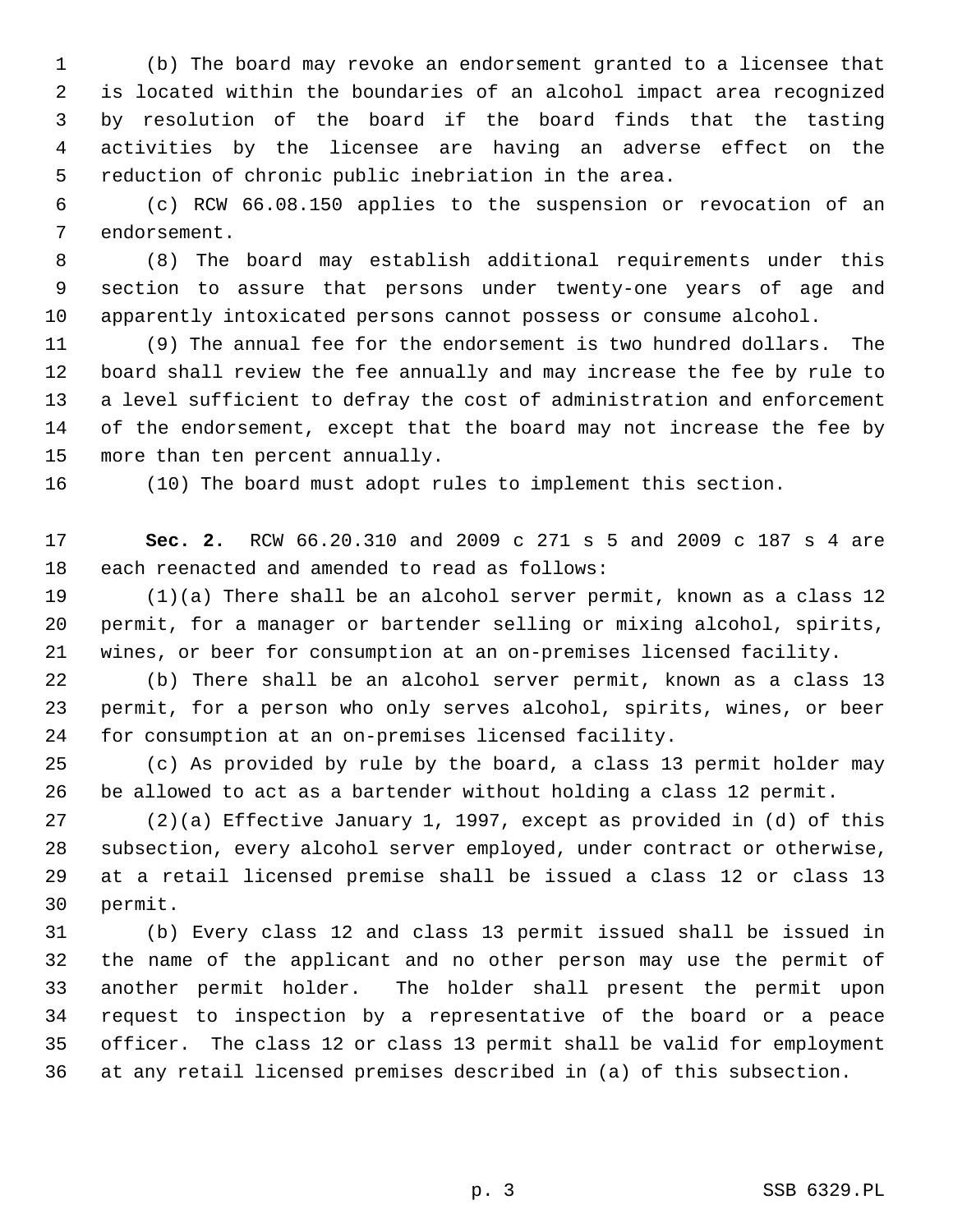(b) The board may revoke an endorsement granted to a licensee that is located within the boundaries of an alcohol impact area recognized by resolution of the board if the board finds that the tasting activities by the licensee are having an adverse effect on the reduction of chronic public inebriation in the area.

(c) RCW 66.08.150 applies to the suspension or revocation of an endorsement.

(8) The board may establish additional requirements under this section to assure that persons under twenty-one years of age and apparently intoxicated persons cannot possess or consume alcohol.

(9) The annual fee for the endorsement is two hundred dollars. The board shall review the fee annually and may increase the fee by rule to a level sufficient to defray the cost of administration and enforcement of the endorsement, except that the board may not increase the fee by more than ten percent annually.

(10) The board must adopt rules to implement this section.

**Sec. 2.** RCW 66.20.310 and 2009 c 271 s 5 and 2009 c 187 s 4 are each reenacted and amended to read as follows:

(1)(a) There shall be an alcohol server permit, known as a class 12 permit, for a manager or bartender selling or mixing alcohol, spirits, wines, or beer for consumption at an on-premises licensed facility.

(b) There shall be an alcohol server permit, known as a class 13 permit, for a person who only serves alcohol, spirits, wines, or beer for consumption at an on-premises licensed facility.

(c) As provided by rule by the board, a class 13 permit holder may be allowed to act as a bartender without holding a class 12 permit.

(2)(a) Effective January 1, 1997, except as provided in (d) of this subsection, every alcohol server employed, under contract or otherwise, at a retail licensed premise shall be issued a class 12 or class 13 permit.

(b) Every class 12 and class 13 permit issued shall be issued in the name of the applicant and no other person may use the permit of another permit holder. The holder shall present the permit upon request to inspection by a representative of the board or a peace officer. The class 12 or class 13 permit shall be valid for employment at any retail licensed premises described in (a) of this subsection.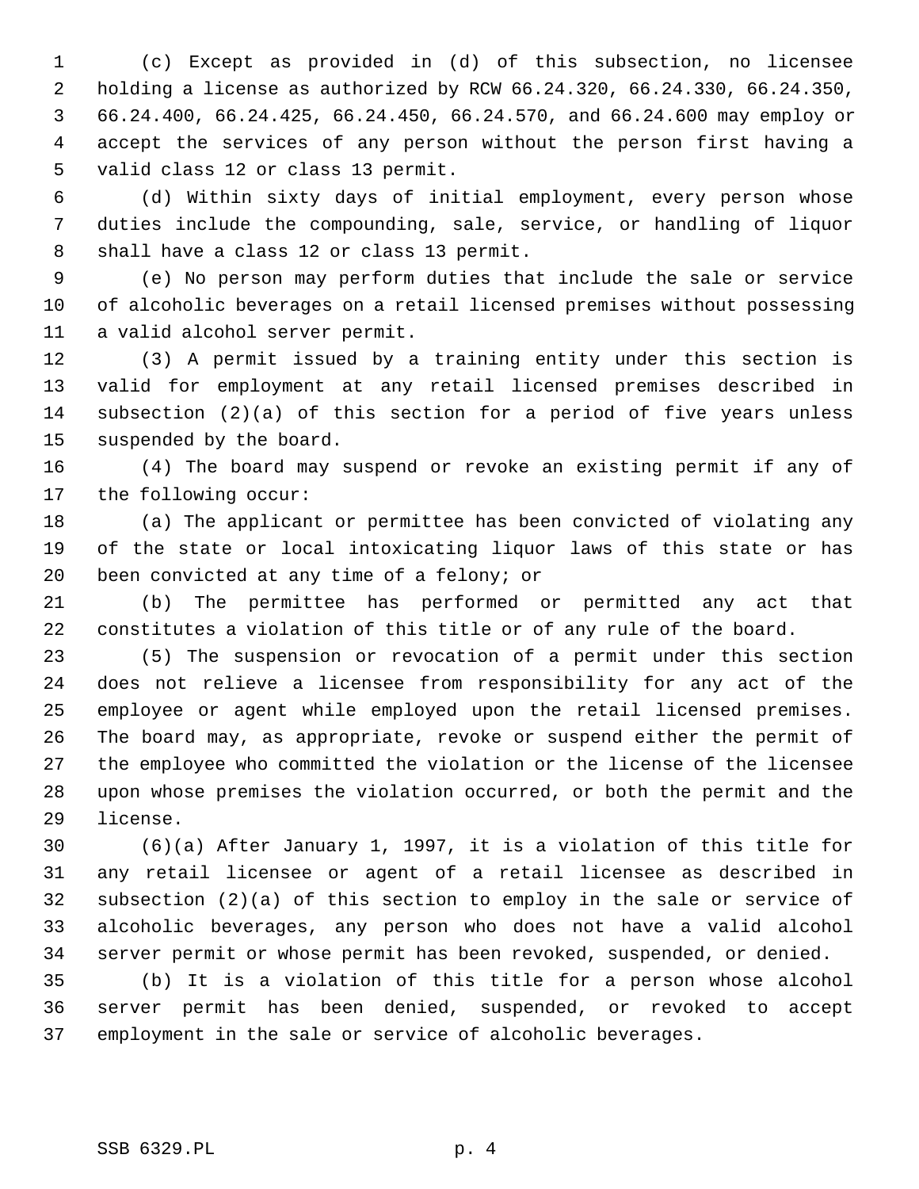(c) Except as provided in (d) of this subsection, no licensee holding a license as authorized by RCW 66.24.320, 66.24.330, 66.24.350, 66.24.400, 66.24.425, 66.24.450, 66.24.570, and 66.24.600 may employ or accept the services of any person without the person first having a valid class 12 or class 13 permit.

(d) Within sixty days of initial employment, every person whose duties include the compounding, sale, service, or handling of liquor shall have a class 12 or class 13 permit.

(e) No person may perform duties that include the sale or service of alcoholic beverages on a retail licensed premises without possessing a valid alcohol server permit.

(3) A permit issued by a training entity under this section is valid for employment at any retail licensed premises described in subsection (2)(a) of this section for a period of five years unless suspended by the board.

(4) The board may suspend or revoke an existing permit if any of the following occur:

(a) The applicant or permittee has been convicted of violating any of the state or local intoxicating liquor laws of this state or has been convicted at any time of a felony; or

(b) The permittee has performed or permitted any act that constitutes a violation of this title or of any rule of the board.

(5) The suspension or revocation of a permit under this section does not relieve a licensee from responsibility for any act of the employee or agent while employed upon the retail licensed premises. The board may, as appropriate, revoke or suspend either the permit of the employee who committed the violation or the license of the licensee upon whose premises the violation occurred, or both the permit and the license.

(6)(a) After January 1, 1997, it is a violation of this title for any retail licensee or agent of a retail licensee as described in subsection (2)(a) of this section to employ in the sale or service of alcoholic beverages, any person who does not have a valid alcohol server permit or whose permit has been revoked, suspended, or denied.

(b) It is a violation of this title for a person whose alcohol server permit has been denied, suspended, or revoked to accept employment in the sale or service of alcoholic beverages.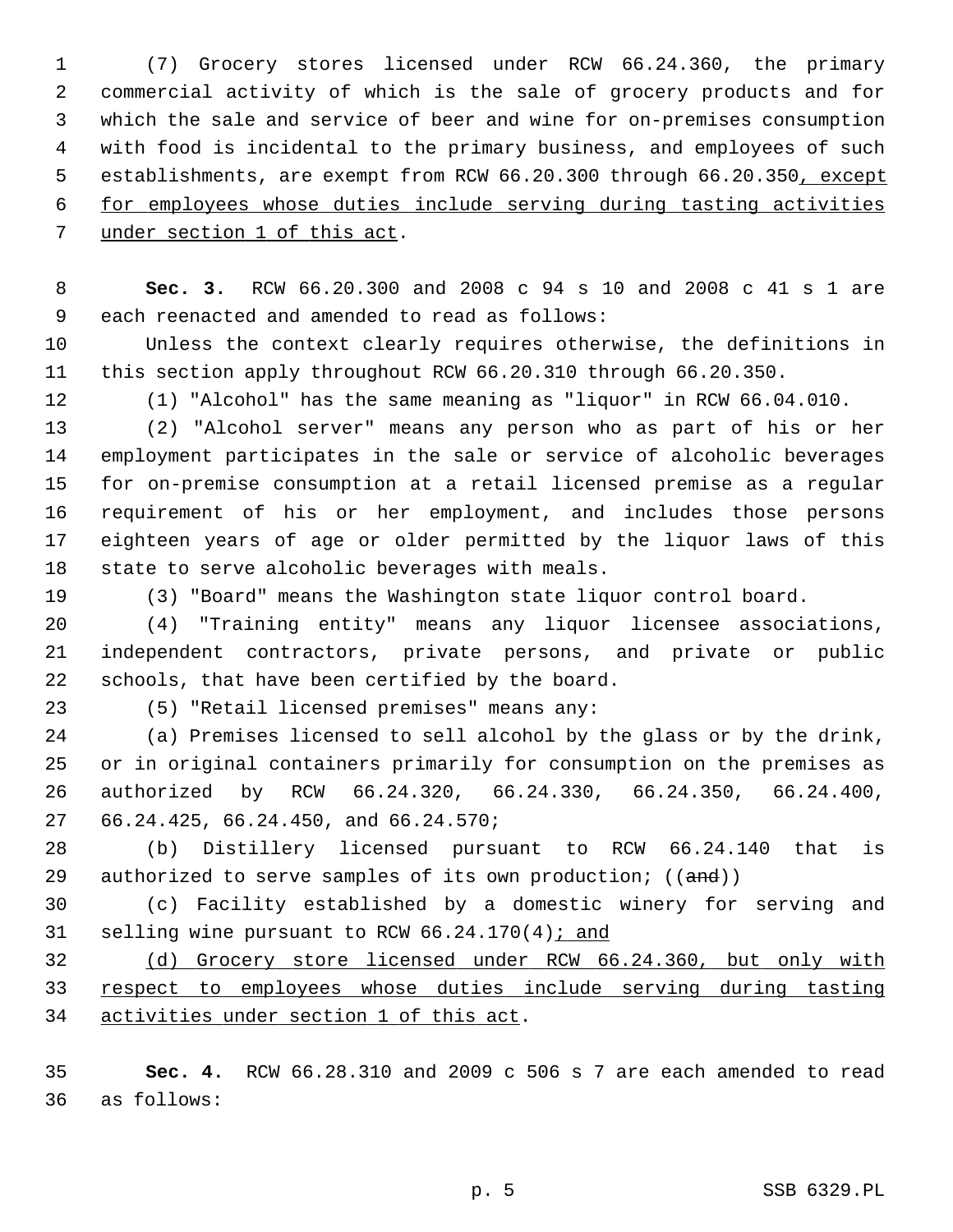(7) Grocery stores licensed under RCW 66.24.360, the primary commercial activity of which is the sale of grocery products and for which the sale and service of beer and wine for on-premises consumption with food is incidental to the primary business, and employees of such establishments, are exempt from RCW 66.20.300 through 66.20.350, except for employees whose duties include serving during tasting activities under section 1 of this act.

**Sec. 3.** RCW 66.20.300 and 2008 c 94 s 10 and 2008 c 41 s 1 are each reenacted and amended to read as follows:

Unless the context clearly requires otherwise, the definitions in this section apply throughout RCW 66.20.310 through 66.20.350.

(1) "Alcohol" has the same meaning as "liquor" in RCW 66.04.010.

(2) "Alcohol server" means any person who as part of his or her employment participates in the sale or service of alcoholic beverages for on-premise consumption at a retail licensed premise as a regular requirement of his or her employment, and includes those persons eighteen years of age or older permitted by the liquor laws of this state to serve alcoholic beverages with meals.

(3) "Board" means the Washington state liquor control board.

(4) "Training entity" means any liquor licensee associations, independent contractors, private persons, and private or public schools, that have been certified by the board.

(5) "Retail licensed premises" means any:

(a) Premises licensed to sell alcohol by the glass or by the drink, or in original containers primarily for consumption on the premises as authorized by RCW 66.24.320, 66.24.330, 66.24.350, 66.24.400, 66.24.425, 66.24.450, and 66.24.570;

(b) Distillery licensed pursuant to RCW 66.24.140 that is authorized to serve samples of its own production; ((~~and~~))

(c) Facility established by a domestic winery for serving and selling wine pursuant to RCW 66.24.170(4); and

(d) Grocery store licensed under RCW 66.24.360, but only with respect to employees whose duties include serving during tasting activities under section 1 of this act.

**Sec. 4.** RCW 66.28.310 and 2009 c 506 s 7 are each amended to read as follows: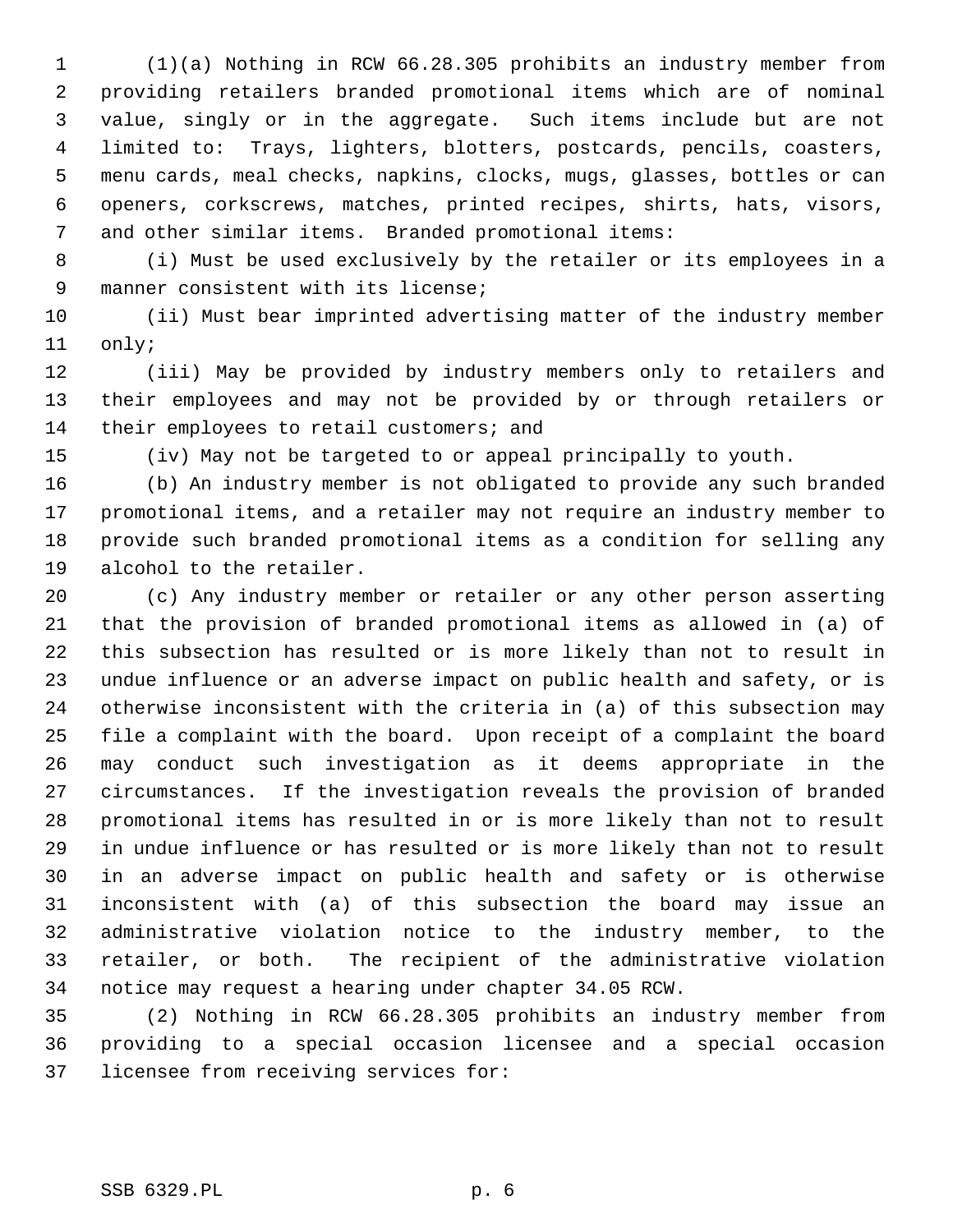(1)(a) Nothing in RCW 66.28.305 prohibits an industry member from providing retailers branded promotional items which are of nominal value, singly or in the aggregate. Such items include but are not limited to: Trays, lighters, blotters, postcards, pencils, coasters, menu cards, meal checks, napkins, clocks, mugs, glasses, bottles or can openers, corkscrews, matches, printed recipes, shirts, hats, visors, and other similar items. Branded promotional items:

(i) Must be used exclusively by the retailer or its employees in a manner consistent with its license;

(ii) Must bear imprinted advertising matter of the industry member only;

(iii) May be provided by industry members only to retailers and their employees and may not be provided by or through retailers or their employees to retail customers; and

(iv) May not be targeted to or appeal principally to youth.

(b) An industry member is not obligated to provide any such branded promotional items, and a retailer may not require an industry member to provide such branded promotional items as a condition for selling any alcohol to the retailer.

(c) Any industry member or retailer or any other person asserting that the provision of branded promotional items as allowed in (a) of this subsection has resulted or is more likely than not to result in undue influence or an adverse impact on public health and safety, or is otherwise inconsistent with the criteria in (a) of this subsection may file a complaint with the board. Upon receipt of a complaint the board may conduct such investigation as it deems appropriate in the circumstances. If the investigation reveals the provision of branded promotional items has resulted in or is more likely than not to result in undue influence or has resulted or is more likely than not to result in an adverse impact on public health and safety or is otherwise inconsistent with (a) of this subsection the board may issue an administrative violation notice to the industry member, to the retailer, or both. The recipient of the administrative violation notice may request a hearing under chapter 34.05 RCW.

(2) Nothing in RCW 66.28.305 prohibits an industry member from providing to a special occasion licensee and a special occasion licensee from receiving services for: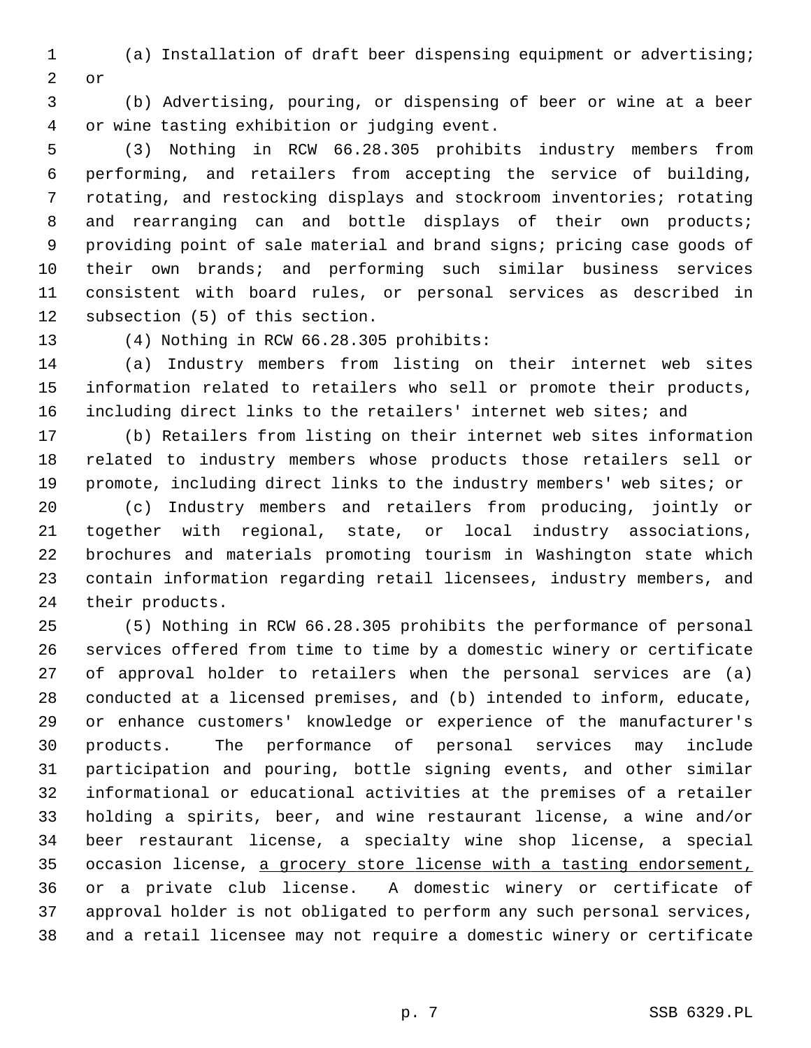(a) Installation of draft beer dispensing equipment or advertising; or

(b) Advertising, pouring, or dispensing of beer or wine at a beer or wine tasting exhibition or judging event.

(3) Nothing in RCW 66.28.305 prohibits industry members from performing, and retailers from accepting the service of building, rotating, and restocking displays and stockroom inventories; rotating and rearranging can and bottle displays of their own products; providing point of sale material and brand signs; pricing case goods of their own brands; and performing such similar business services consistent with board rules, or personal services as described in subsection (5) of this section.

(4) Nothing in RCW 66.28.305 prohibits:

(a) Industry members from listing on their internet web sites information related to retailers who sell or promote their products, including direct links to the retailers' internet web sites; and

(b) Retailers from listing on their internet web sites information related to industry members whose products those retailers sell or promote, including direct links to the industry members' web sites; or

(c) Industry members and retailers from producing, jointly or together with regional, state, or local industry associations, brochures and materials promoting tourism in Washington state which contain information regarding retail licensees, industry members, and their products.

(5) Nothing in RCW 66.28.305 prohibits the performance of personal services offered from time to time by a domestic winery or certificate of approval holder to retailers when the personal services are (a) conducted at a licensed premises, and (b) intended to inform, educate, or enhance customers' knowledge or experience of the manufacturer's products. The performance of personal services may include participation and pouring, bottle signing events, and other similar informational or educational activities at the premises of a retailer holding a spirits, beer, and wine restaurant license, a wine and/or beer restaurant license, a specialty wine shop license, a special occasion license, <u>a grocery store license with a tasting endorsement,</u> or a private club license. A domestic winery or certificate of approval holder is not obligated to perform any such personal services, and a retail licensee may not require a domestic winery or certificate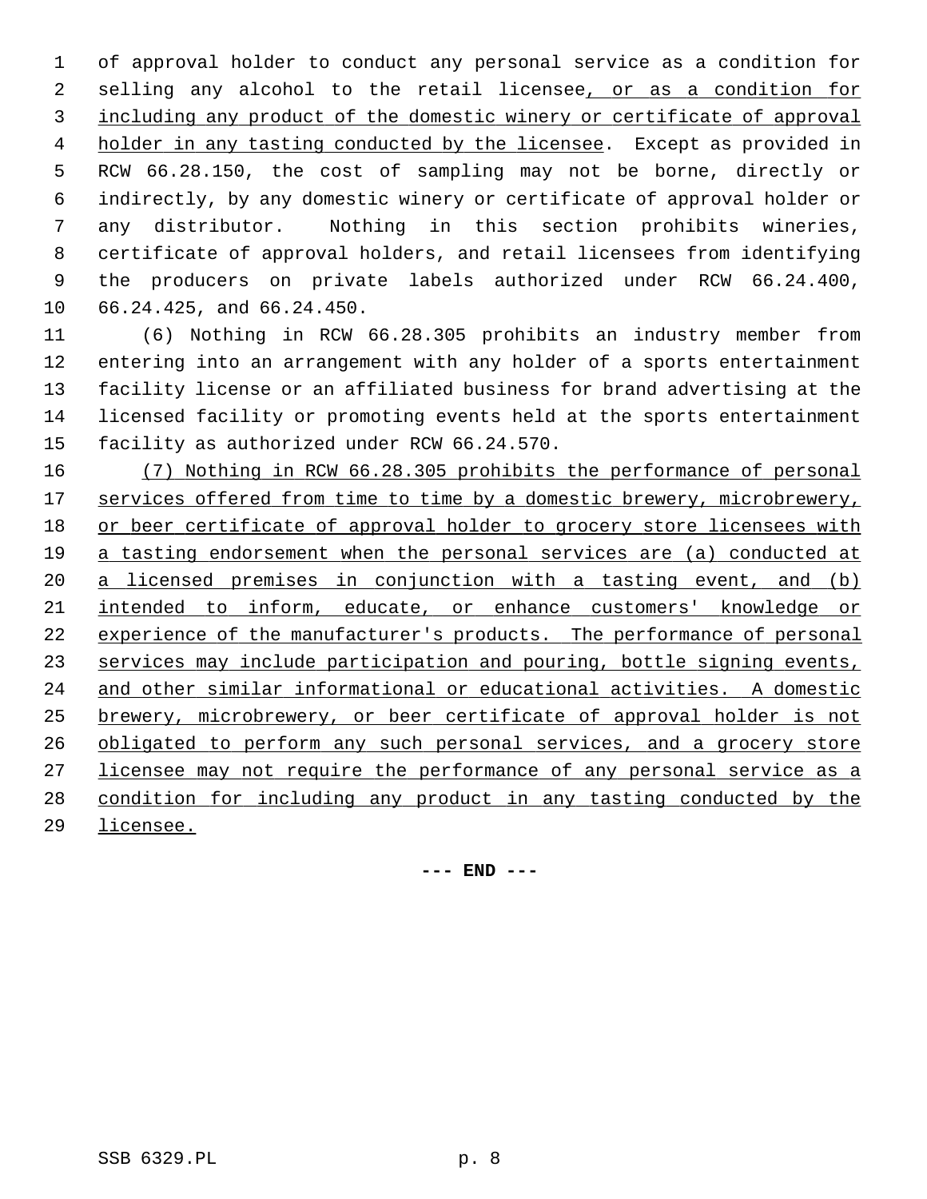of approval holder to conduct any personal service as a condition for selling any alcohol to the retail licensee, or as a condition for including any product of the domestic winery or certificate of approval holder in any tasting conducted by the licensee. Except as provided in RCW 66.28.150, the cost of sampling may not be borne, directly or indirectly, by any domestic winery or certificate of approval holder or any distributor. Nothing in this section prohibits wineries, certificate of approval holders, and retail licensees from identifying the producers on private labels authorized under RCW 66.24.400, 66.24.425, and 66.24.450.

(6) Nothing in RCW 66.28.305 prohibits an industry member from entering into an arrangement with any holder of a sports entertainment facility license or an affiliated business for brand advertising at the licensed facility or promoting events held at the sports entertainment facility as authorized under RCW 66.24.570.

(7) Nothing in RCW 66.28.305 prohibits the performance of personal services offered from time to time by a domestic brewery, microbrewery, or beer certificate of approval holder to grocery store licensees with a tasting endorsement when the personal services are (a) conducted at a licensed premises in conjunction with a tasting event, and (b) intended to inform, educate, or enhance customers' knowledge or experience of the manufacturer's products. The performance of personal services may include participation and pouring, bottle signing events, and other similar informational or educational activities. A domestic brewery, microbrewery, or beer certificate of approval holder is not obligated to perform any such personal services, and a grocery store licensee may not require the performance of any personal service as a condition for including any product in any tasting conducted by the licensee.

**--- END ---**